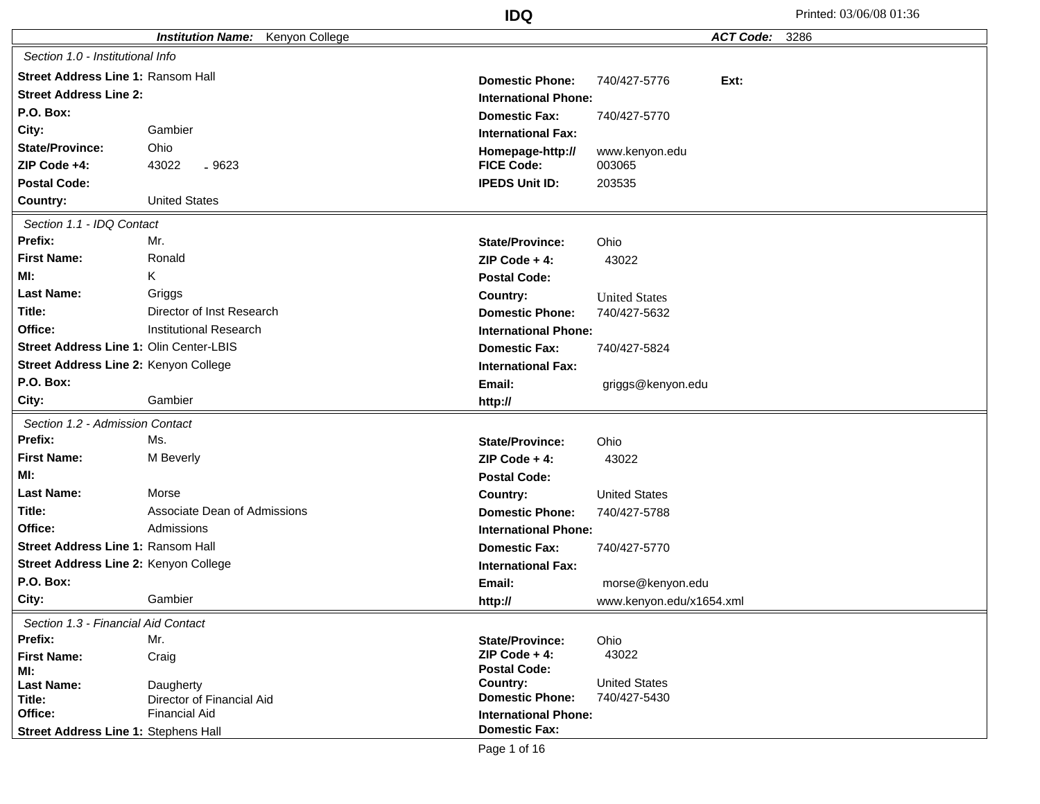# IDQ

Printed: 03/06/08 01:36

**Institution Name:** Kenyon College **ACT Code:** 3286

## Section 1.0 - Institutional Info

| | | | |
|---|---|---|---|
| **Street Address Line 1:** | Ransom Hall | **Domestic Phone:** | 740/427-5776 **Ext:** |
| **Street Address Line 2:** | | **International Phone:** | |
| **P.O. Box:** | | **Domestic Fax:** | 740/427-5770 |
| **City:** | Gambier | **International Fax:** | |
| **State/Province:** | Ohio | **Homepage-http://** | www.kenyon.edu |
| **ZIP Code +4:** | 43022 - 9623 | **FICE Code:** | 003065 |
| **Postal Code:** | | **IPEDS Unit ID:** | 203535 |
| **Country:** | United States | | |

## Section 1.1 - IDQ Contact

| | | | |
|---|---|---|---|
| **Prefix:** | Mr. | **State/Province:** | Ohio |
| **First Name:** | Ronald | **ZIP Code + 4:** | 43022 |
| **MI:** | K | **Postal Code:** | |
| **Last Name:** | Griggs | **Country:** | United States |
| **Title:** | Director of Inst Research | **Domestic Phone:** | 740/427-5632 |
| **Office:** | Institutional Research | **International Phone:** | |
| **Street Address Line 1:** | Olin Center-LBIS | **Domestic Fax:** | 740/427-5824 |
| **Street Address Line 2:** | Kenyon College | **International Fax:** | |
| **P.O. Box:** | | **Email:** | griggs@kenyon.edu |
| **City:** | Gambier | **http://** | |

## Section 1.2 - Admission Contact

| | | | |
|---|---|---|---|
| **Prefix:** | Ms. | **State/Province:** | Ohio |
| **First Name:** | M Beverly | **ZIP Code + 4:** | 43022 |
| **MI:** | | **Postal Code:** | |
| **Last Name:** | Morse | **Country:** | United States |
| **Title:** | Associate Dean of Admissions | **Domestic Phone:** | 740/427-5788 |
| **Office:** | Admissions | **International Phone:** | |
| **Street Address Line 1:** | Ransom Hall | **Domestic Fax:** | 740/427-5770 |
| **Street Address Line 2:** | Kenyon College | **International Fax:** | |
| **P.O. Box:** | | **Email:** | morse@kenyon.edu |
| **City:** | Gambier | **http://** | www.kenyon.edu/x1654.xml |

## Section 1.3 - Financial Aid Contact

| | | | |
|---|---|---|---|
| **Prefix:** | Mr. | **State/Province:** | Ohio |
| **First Name:** | Craig | **ZIP Code + 4:** | 43022 |
| **MI:** | | **Postal Code:** | |
| **Last Name:** | Daugherty | **Country:** | United States |
| **Title:** | Director of Financial Aid | **Domestic Phone:** | 740/427-5430 |
| **Office:** | Financial Aid | **International Phone:** | |
| **Street Address Line 1:** | Stephens Hall | **Domestic Fax:** | |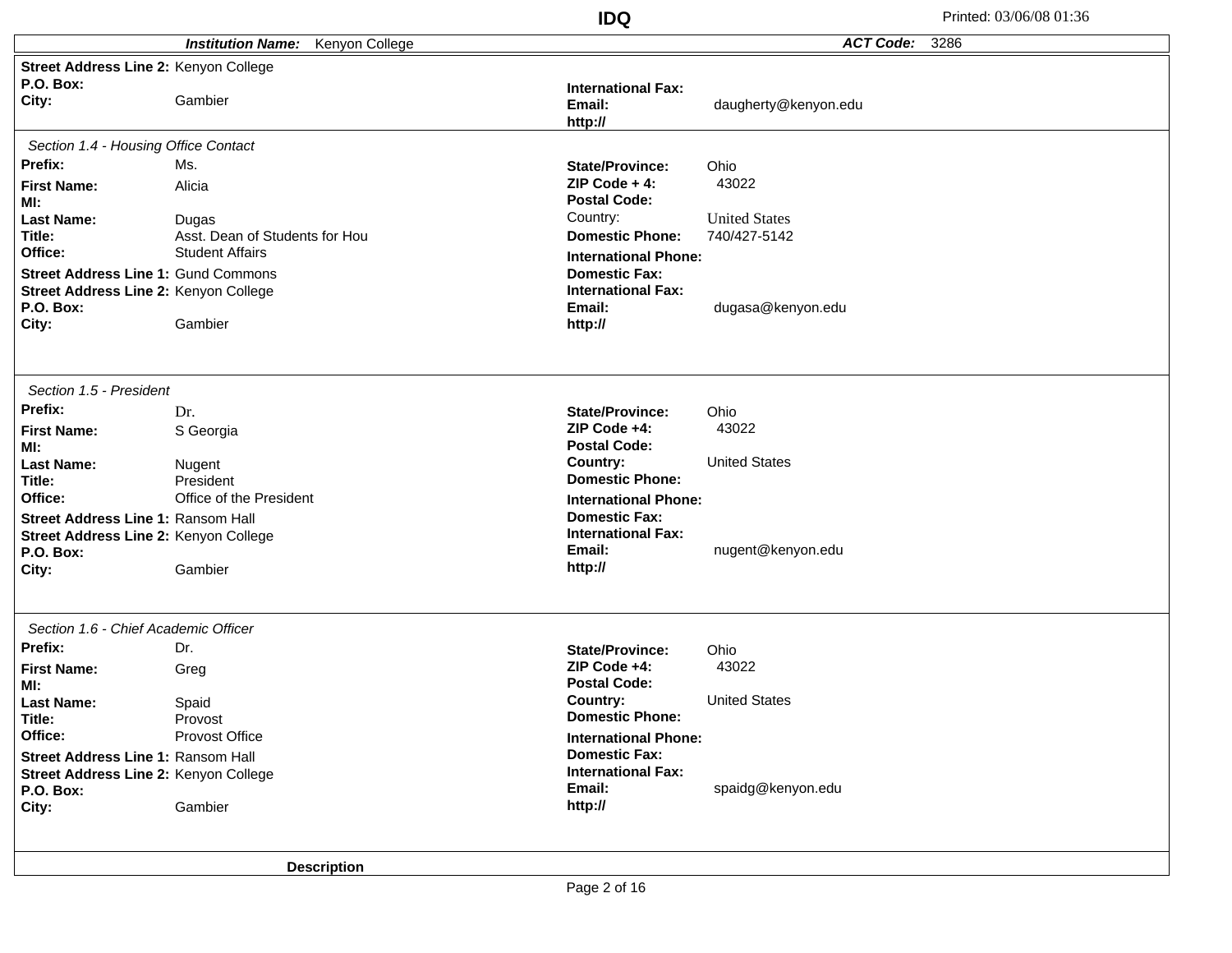**IDQ**

***Institution Name:*** Kenyon College — ***ACT Code:*** 3286

**Street Address Line 2:** Kenyon College
**P.O. Box:**
**City:** Gambier

**International Fax:**
**Email:** daugherty@kenyon.edu
**http://**

*Section 1.4 - Housing Office Contact*

**Prefix:** Ms.
**First Name:** Alicia
**MI:**
**Last Name:** Dugas
**Title:** Asst. Dean of Students for Hou
**Office:** Student Affairs
**Street Address Line 1:** Gund Commons
**Street Address Line 2:** Kenyon College
**P.O. Box:**
**City:** Gambier

**State/Province:** Ohio
**ZIP Code + 4:** 43022
**Postal Code:**
Country: United States
**Domestic Phone:** 740/427-5142
**International Phone:**
**Domestic Fax:**
**International Fax:**
**Email:** dugasa@kenyon.edu
**http://**

*Section 1.5 - President*

**Prefix:** Dr.
**First Name:** S Georgia
**MI:**
**Last Name:** Nugent
**Title:** President
**Office:** Office of the President
**Street Address Line 1:** Ransom Hall
**Street Address Line 2:** Kenyon College
**P.O. Box:**
**City:** Gambier

**State/Province:** Ohio
**ZIP Code +4:** 43022
**Postal Code:**
**Country:** United States
**Domestic Phone:**
**International Phone:**
**Domestic Fax:**
**International Fax:**
**Email:** nugent@kenyon.edu
**http://**

*Section 1.6 - Chief Academic Officer*

**Prefix:** Dr.
**First Name:** Greg
**MI:**
**Last Name:** Spaid
**Title:** Provost
**Office:** Provost Office
**Street Address Line 1:** Ransom Hall
**Street Address Line 2:** Kenyon College
**P.O. Box:**
**City:** Gambier

**State/Province:** Ohio
**ZIP Code +4:** 43022
**Postal Code:**
**Country:** United States
**Domestic Phone:**
**International Phone:**
**Domestic Fax:**
**International Fax:**
**Email:** spaidg@kenyon.edu
**http://**

**Description**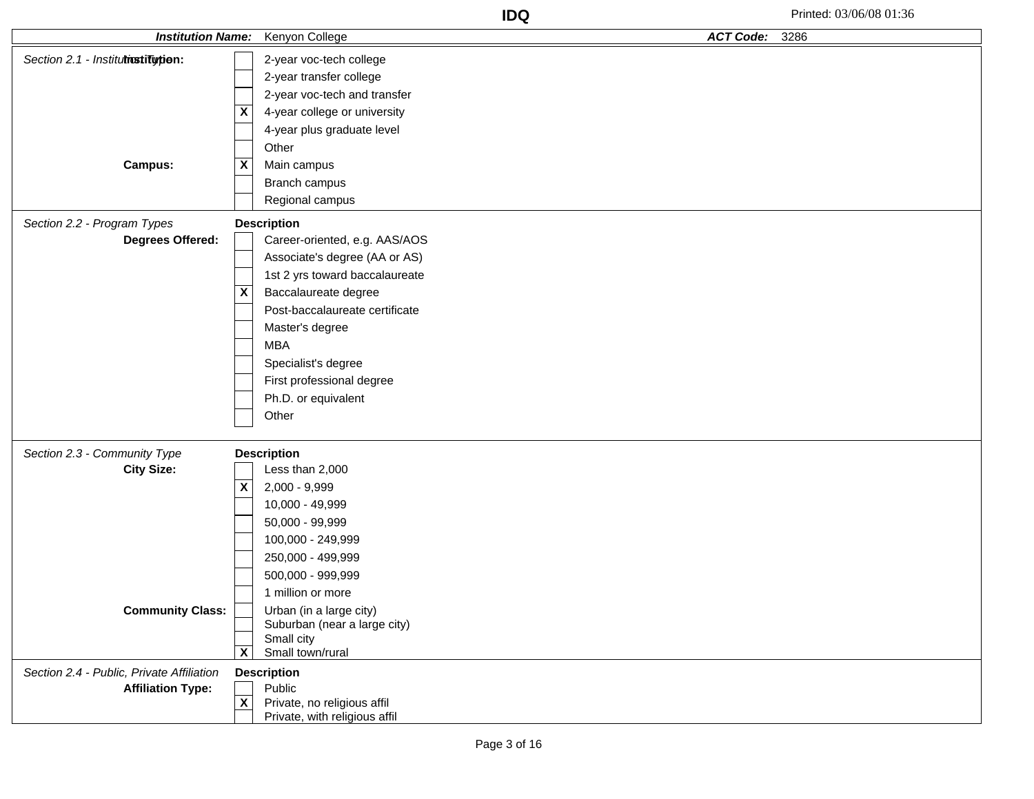# IDQ

**Institution Name:** Kenyon College **ACT Code:** 3286

## Section 2.1 - Institution Type

**Institution:**

| | |
|---|---|
| | 2-year voc-tech college |
| | 2-year transfer college |
| | 2-year voc-tech and transfer |
| X | 4-year college or university |
| | 4-year plus graduate level |
| | Other |

**Campus:**

| | |
|---|---|
| X | Main campus |
| | Branch campus |
| | Regional campus |

## Section 2.2 - Program Types

**Degrees Offered:**

| | Description |
|---|---|
| | Career-oriented, e.g. AAS/AOS |
| | Associate's degree (AA or AS) |
| | 1st 2 yrs toward baccalaureate |
| X | Baccalaureate degree |
| | Post-baccalaureate certificate |
| | Master's degree |
| | MBA |
| | Specialist's degree |
| | First professional degree |
| | Ph.D. or equivalent |
| | Other |

## Section 2.3 - Community Type

**City Size:**

| | Description |
|---|---|
| | Less than 2,000 |
| X | 2,000 - 9,999 |
| | 10,000 - 49,999 |
| | 50,000 - 99,999 |
| | 100,000 - 249,999 |
| | 250,000 - 499,999 |
| | 500,000 - 999,999 |
| | 1 million or more |

**Community Class:**

| | |
|---|---|
| | Urban (in a large city) |
| | Suburban (near a large city) |
| | Small city |
| X | Small town/rural |

## Section 2.4 - Public, Private Affiliation

**Affiliation Type:**

| | Description |
|---|---|
| | Public |
| X | Private, no religious affil |
| | Private, with religious affil |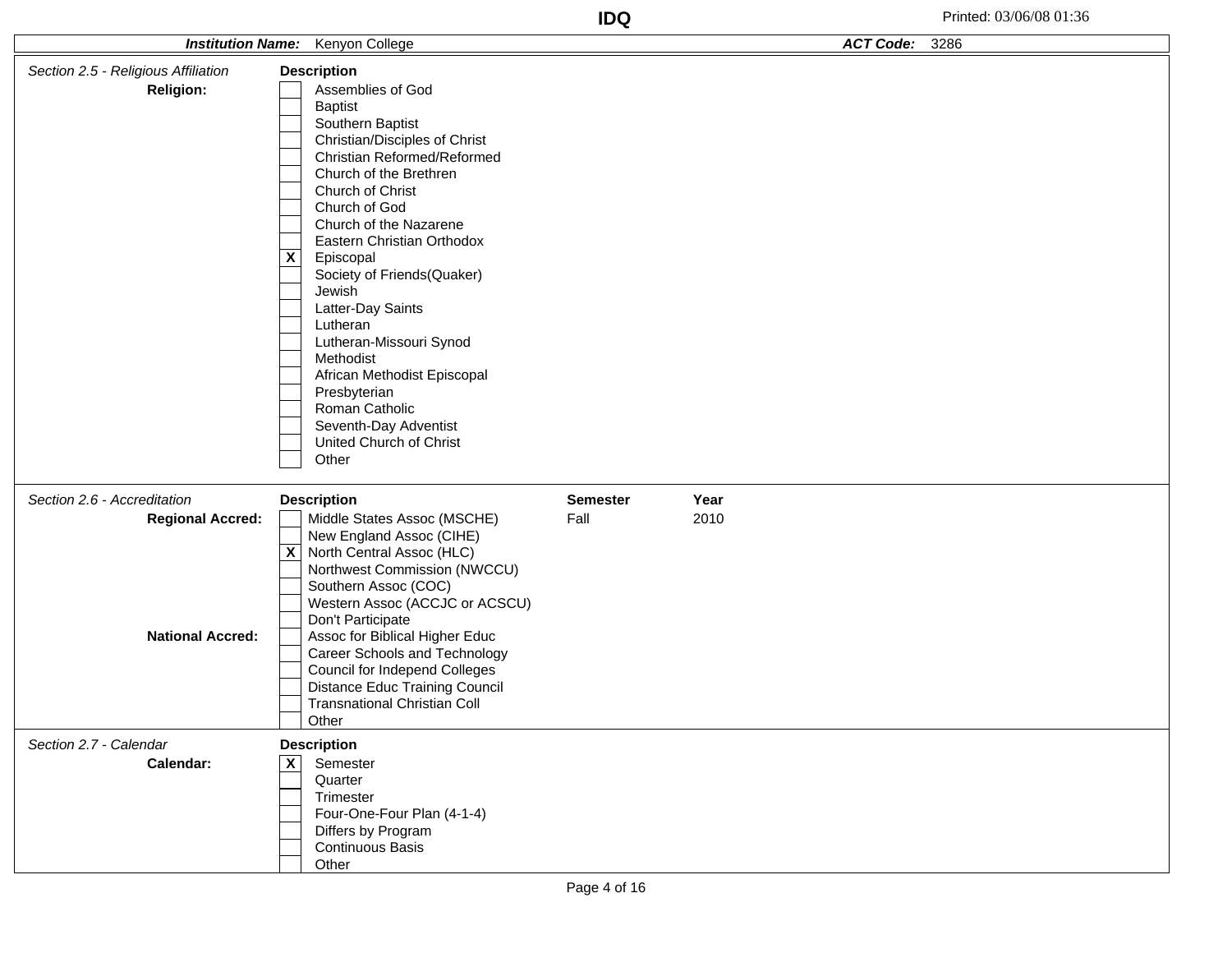**IDQ**

Printed: 03/06/08 01:36

**Institution Name:** Kenyon College | **ACT Code:** 3286

## *Section 2.5 - Religious Affiliation*

**Religion:**

| | Description |
|---|---|
| | Assemblies of God |
| | Baptist |
| | Southern Baptist |
| | Christian/Disciples of Christ |
| | Christian Reformed/Reformed |
| | Church of the Brethren |
| | Church of Christ |
| | Church of God |
| | Church of the Nazarene |
| | Eastern Christian Orthodox |
| X | Episcopal |
| | Society of Friends(Quaker) |
| | Jewish |
| | Latter-Day Saints |
| | Lutheran |
| | Lutheran-Missouri Synod |
| | Methodist |
| | African Methodist Episcopal |
| | Presbyterian |
| | Roman Catholic |
| | Seventh-Day Adventist |
| | United Church of Christ |
| | Other |

## *Section 2.6 - Accreditation*

| | | Description | Semester | Year |
|---|---|---|---|---|
| **Regional Accred:** | | Middle States Assoc (MSCHE) | Fall | 2010 |
| | | New England Assoc (CIHE) | | |
| | X | North Central Assoc (HLC) | | |
| | | Northwest Commission (NWCCU) | | |
| | | Southern Assoc (COC) | | |
| | | Western Assoc (ACCJC or ACSCU) | | |
| | | Don't Participate | | |
| **National Accred:** | | Assoc for Biblical Higher Educ | | |
| | | Career Schools and Technology | | |
| | | Council for Independ Colleges | | |
| | | Distance Educ Training Council | | |
| | | Transnational Christian Coll | | |
| | | Other | | |

## *Section 2.7 - Calendar*

**Calendar:**

| | Description |
|---|---|
| X | Semester |
| | Quarter |
| | Trimester |
| | Four-One-Four Plan (4-1-4) |
| | Differs by Program |
| | Continuous Basis |
| | Other |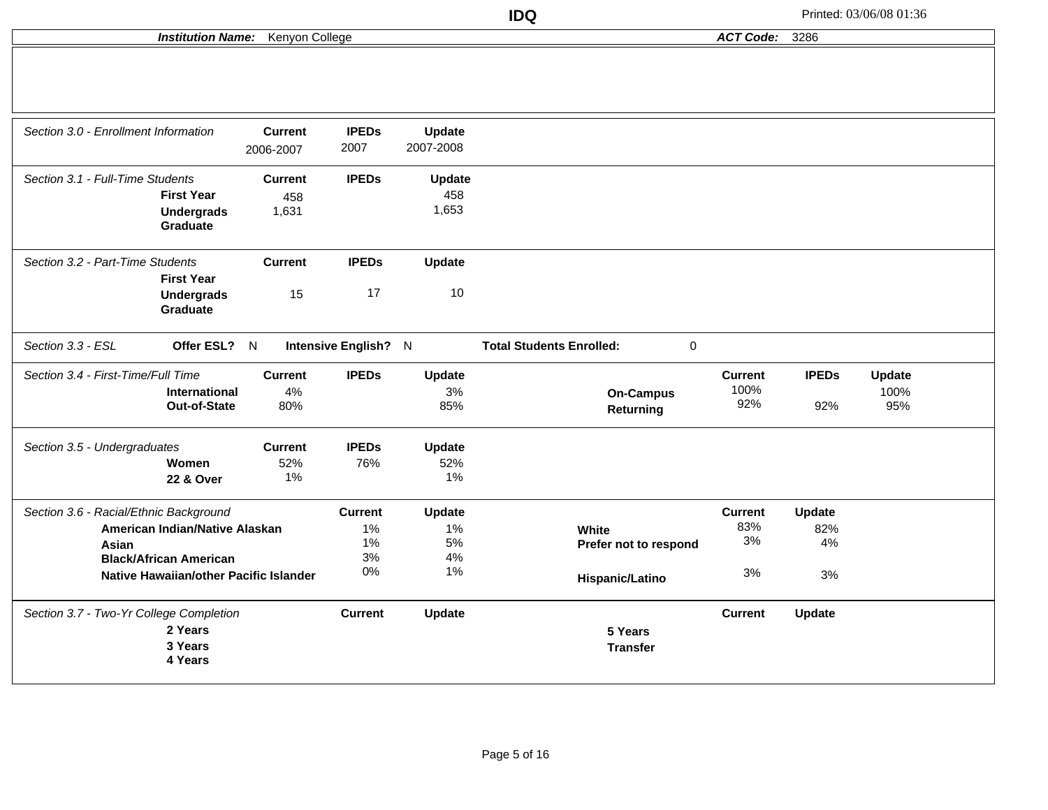**IDQ**

Printed: 03/06/08 01:36

***Institution Name:*** Kenyon College ***ACT Code:*** 3286

| *Section 3.0 - Enrollment Information* | Current | IPEDs | Update |
|---|---|---|---|
| | 2006-2007 | 2007 | 2007-2008 |

| *Section 3.1 - Full-Time Students* | Current | IPEDs | Update |
|---|---|---|---|
| **First Year** | 458 | | 458 |
| **Undergrads** | 1,631 | | 1,653 |
| **Graduate** | | | |

| *Section 3.2 - Part-Time Students* | Current | IPEDs | Update |
|---|---|---|---|
| **First Year** | | | |
| **Undergrads** | 15 | 17 | 10 |
| **Graduate** | | | |

*Section 3.3 - ESL* **Offer ESL?** N **Intensive English?** N **Total Students Enrolled:** 0

| *Section 3.4 - First-Time/Full Time* | Current | IPEDs | Update |
|---|---|---|---|
| **International** | 4% | | 3% |
| **Out-of-State** | 80% | | 85% |

| | Current | IPEDs | Update |
|---|---|---|---|
| **On-Campus** | 100% | | 100% |
| **Returning** | 92% | 92% | 95% |

| *Section 3.5 - Undergraduates* | Current | IPEDs | Update |
|---|---|---|---|
| **Women** | 52% | 76% | 52% |
| **22 & Over** | 1% | | 1% |

| *Section 3.6 - Racial/Ethnic Background* | Current | Update |
|---|---|---|
| **American Indian/Native Alaskan** | 1% | 1% |
| **Asian** | 1% | 5% |
| **Black/African American** | 3% | 4% |
| **Native Hawaiian/other Pacific Islander** | 0% | 1% |
| **White** | 83% | 82% |
| **Prefer not to respond** | 3% | 4% |
| **Hispanic/Latino** | 3% | 3% |

| *Section 3.7 - Two-Yr College Completion* | Current | Update |
|---|---|---|
| **2 Years** | | |
| **3 Years** | | |
| **4 Years** | | |
| **5 Years** | | |
| **Transfer** | | |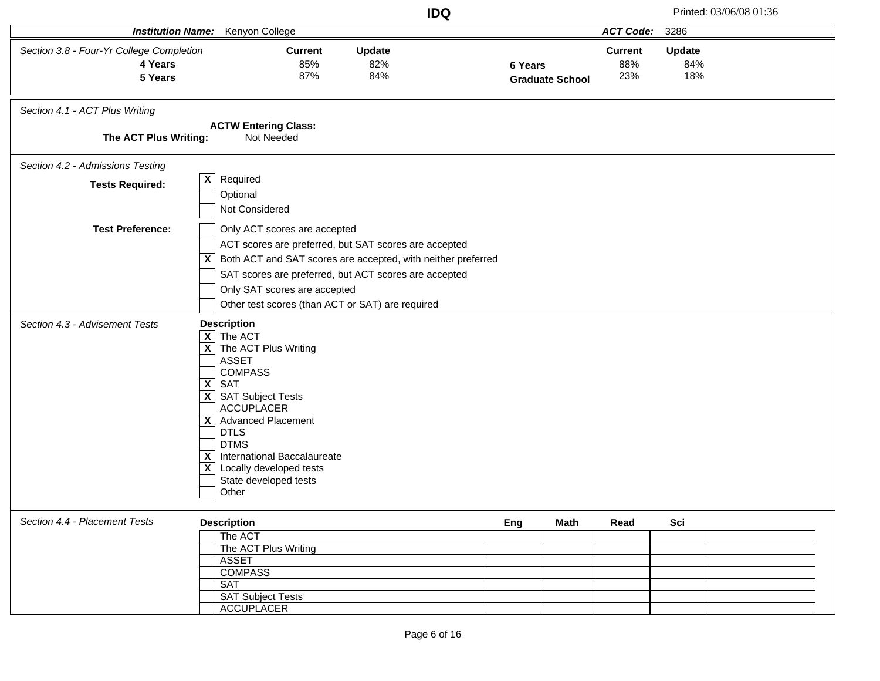**IDQ**

Printed: 03/06/08 01:36

***Institution Name:*** Kenyon College  ***ACT Code:*** 3286

*Section 3.8 - Four-Yr College Completion*

| | Current | Update |
|---|---|---|
| **4 Years** | 85% | 82% |
| **5 Years** | 87% | 84% |
| **6 Years** | 88% | 84% |
| **Graduate School** | 23% | 18% |

*Section 4.1 - ACT Plus Writing*

**ACTW Entering Class:**

**The ACT Plus Writing:** Not Needed

*Section 4.2 - Admissions Testing*

**Tests Required:**

- [X] Required
- [ ] Optional
- [ ] Not Considered

**Test Preference:**

- [ ] Only ACT scores are accepted
- [ ] ACT scores are preferred, but SAT scores are accepted
- [X] Both ACT and SAT scores are accepted, with neither preferred
- [ ] SAT scores are preferred, but ACT scores are accepted
- [ ] Only SAT scores are accepted
- [ ] Other test scores (than ACT or SAT) are required

*Section 4.3 - Advisement Tests*

**Description**

- [X] The ACT
- [X] The ACT Plus Writing
- [ ] ASSET
- [ ] COMPASS
- [X] SAT
- [X] SAT Subject Tests
- [ ] ACCUPLACER
- [X] Advanced Placement
- [ ] DTLS
- [ ] DTMS
- [X] International Baccalaureate
- [X] Locally developed tests
- [ ] State developed tests
- [ ] Other

*Section 4.4 - Placement Tests*

| | Description | Eng | Math | Read | Sci | |
|---|---|---|---|---|---|---|
| [ ] | The ACT | | | | | |
| [ ] | The ACT Plus Writing | | | | | |
| [ ] | ASSET | | | | | |
| [ ] | COMPASS | | | | | |
| [ ] | SAT | | | | | |
| [ ] | SAT Subject Tests | | | | | |
| [ ] | ACCUPLACER | | | | | |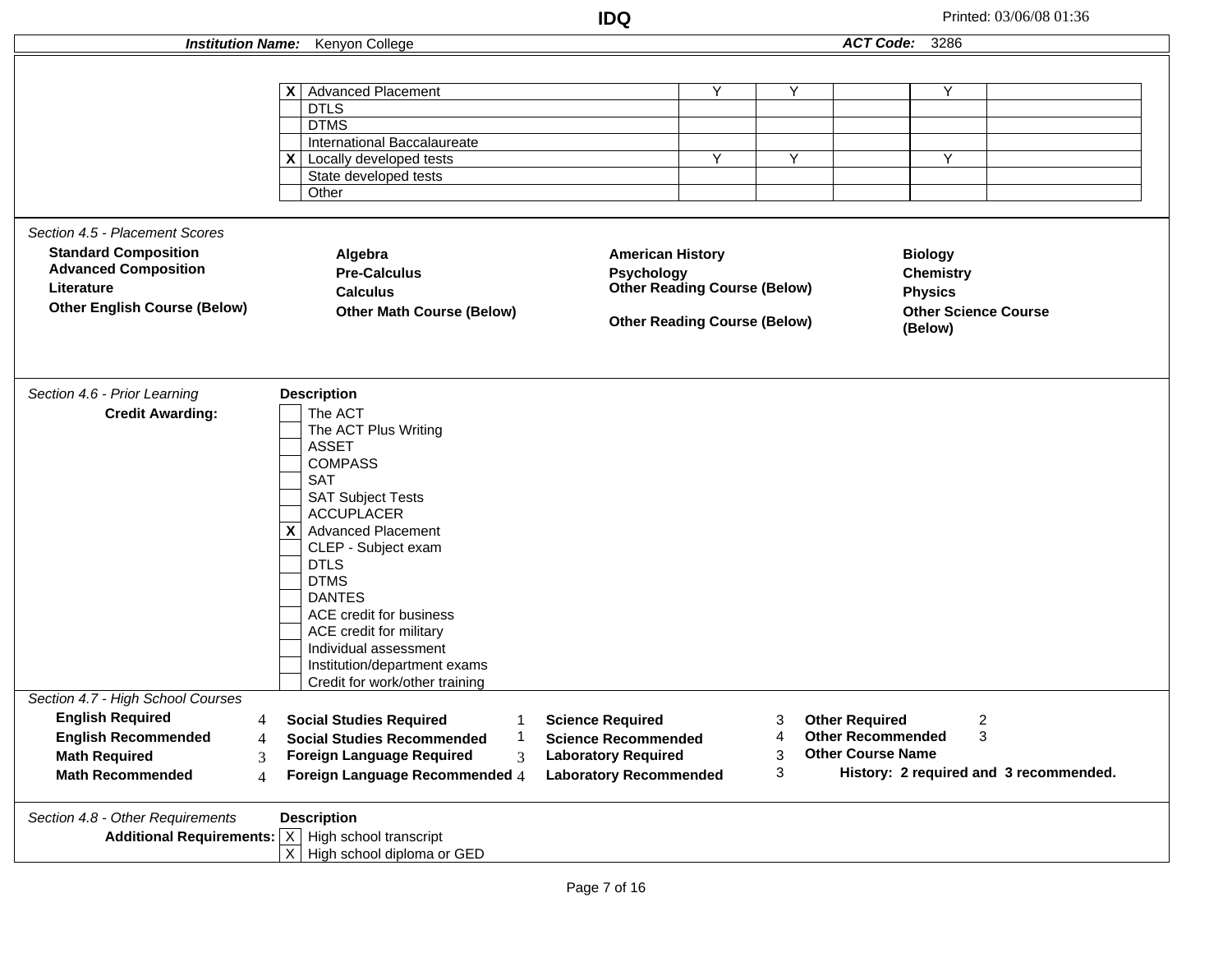**IDQ**

Printed: 03/06/08 01:36

***Institution Name:*** Kenyon College  ***ACT Code:*** 3286

| | | | | | | |
|---|---|---|---|---|---|---|
| X | Advanced Placement | Y | Y | | Y | |
| | DTLS | | | | | |
| | DTMS | | | | | |
| | International Baccalaureate | | | | | |
| X | Locally developed tests | Y | Y | | Y | |
| | State developed tests | | | | | |
| | Other | | | | | |

*Section 4.5 - Placement Scores*

| | | | |
|---|---|---|---|
| **Standard Composition** | **Algebra** | **American History** | **Biology** |
| **Advanced Composition** | **Pre-Calculus** | **Psychology** | **Chemistry** |
| **Literature** | **Calculus** | **Other Reading Course (Below)** | **Physics** |
| **Other English Course (Below)** | **Other Math Course (Below)** | **Other Reading Course (Below)** | **Other Science Course (Below)** |

*Section 4.6 - Prior Learning*

**Credit Awarding:**

**Description**

| | |
|---|---|
| | The ACT |
| | The ACT Plus Writing |
| | ASSET |
| | COMPASS |
| | SAT |
| | SAT Subject Tests |
| | ACCUPLACER |
| X | Advanced Placement |
| | CLEP - Subject exam |
| | DTLS |
| | DTMS |
| | DANTES |
| | ACE credit for business |
| | ACE credit for military |
| | Individual assessment |
| | Institution/department exams |
| | Credit for work/other training |

*Section 4.7 - High School Courses*

| | | | | | | | |
|---|---|---|---|---|---|---|---|
| **English Required** | 4 | **Social Studies Required** | 1 | **Science Required** | 3 | **Other Required** | 2 |
| **English Recommended** | 4 | **Social Studies Recommended** | 1 | **Science Recommended** | 4 | **Other Recommended** | 3 |
| **Math Required** | 3 | **Foreign Language Required** | 3 | **Laboratory Required** | 3 | **Other Course Name** | |
| **Math Recommended** | 4 | **Foreign Language Recommended** | 4 | **Laboratory Recommended** | 3 | **History: 2 required and 3 recommended.** | |

*Section 4.8 - Other Requirements*

**Additional Requirements:**

**Description**

| | |
|---|---|
| X | High school transcript |
| X | High school diploma or GED |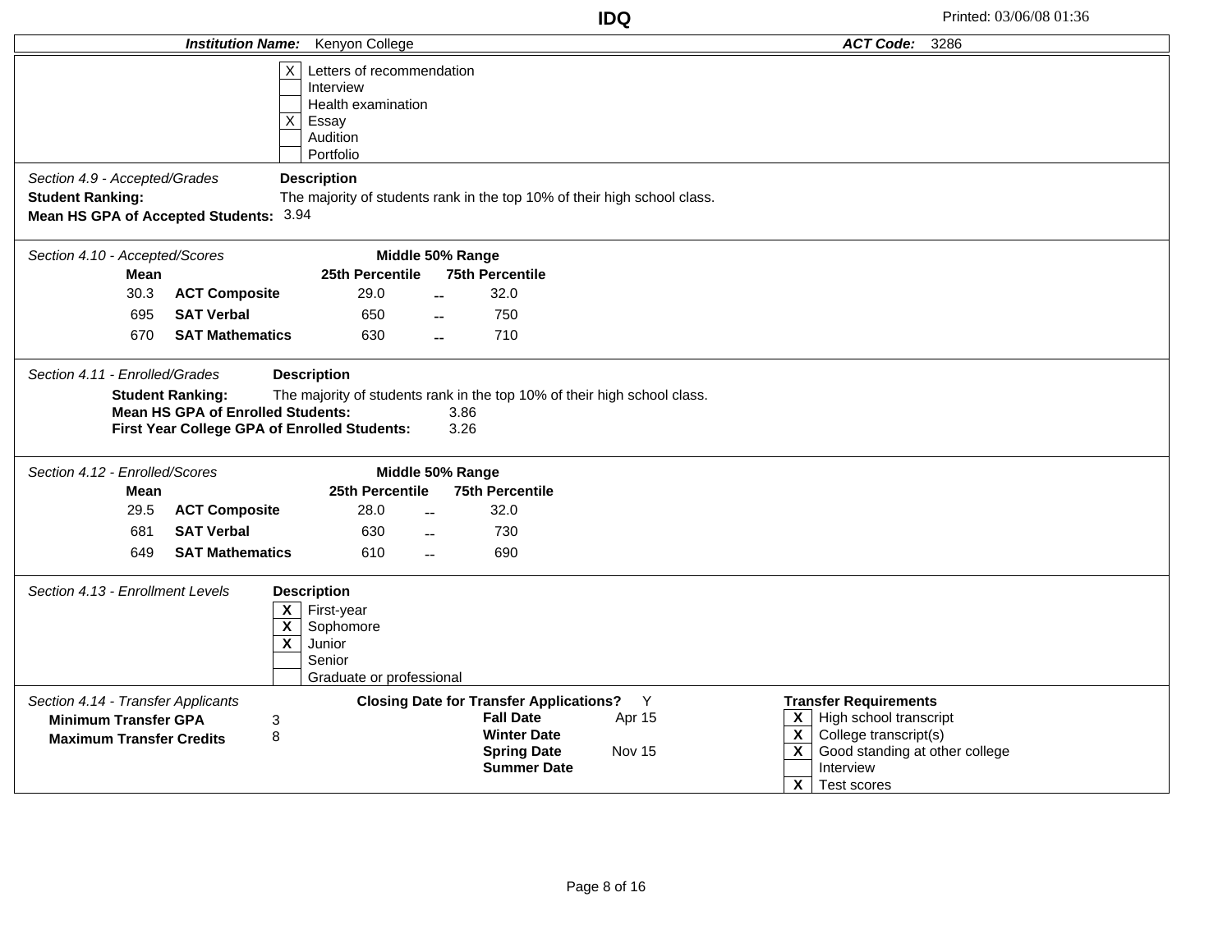**Institution Name:** Kenyon College **ACT Code:** 3286

- [X] Letters of recommendation
- [ ] Interview
- [ ] Health examination
- [X] Essay
- [ ] Audition
- [ ] Portfolio

*Section 4.9 - Accepted/Grades*

**Description**

**Student Ranking:** The majority of students rank in the top 10% of their high school class.

**Mean HS GPA of Accepted Students:** 3.94

*Section 4.10 - Accepted/Scores*

| Mean | | Middle 50% Range 25th Percentile | | 75th Percentile |
|---|---|---|---|---|
| 30.3 | **ACT Composite** | 29.0 | -- | 32.0 |
| 695 | **SAT Verbal** | 650 | -- | 750 |
| 670 | **SAT Mathematics** | 630 | -- | 710 |

*Section 4.11 - Enrolled/Grades*

**Description**

**Student Ranking:** The majority of students rank in the top 10% of their high school class.

**Mean HS GPA of Enrolled Students:** 3.86

**First Year College GPA of Enrolled Students:** 3.26

*Section 4.12 - Enrolled/Scores*

| Mean | | Middle 50% Range 25th Percentile | | 75th Percentile |
|---|---|---|---|---|
| 29.5 | **ACT Composite** | 28.0 | -- | 32.0 |
| 681 | **SAT Verbal** | 630 | -- | 730 |
| 649 | **SAT Mathematics** | 610 | -- | 690 |

*Section 4.13 - Enrollment Levels*

**Description**

- [X] First-year
- [X] Sophomore
- [X] Junior
- [ ] Senior
- [ ] Graduate or professional

*Section 4.14 - Transfer Applicants*

**Minimum Transfer GPA** 3

**Maximum Transfer Credits** 8

**Closing Date for Transfer Applications?** Y

| | |
|---|---|
| **Fall Date** | Apr 15 |
| **Winter Date** | |
| **Spring Date** | Nov 15 |
| **Summer Date** | |

**Transfer Requirements**

- [X] High school transcript
- [X] College transcript(s)
- [X] Good standing at other college
- [ ] Interview
- [X] Test scores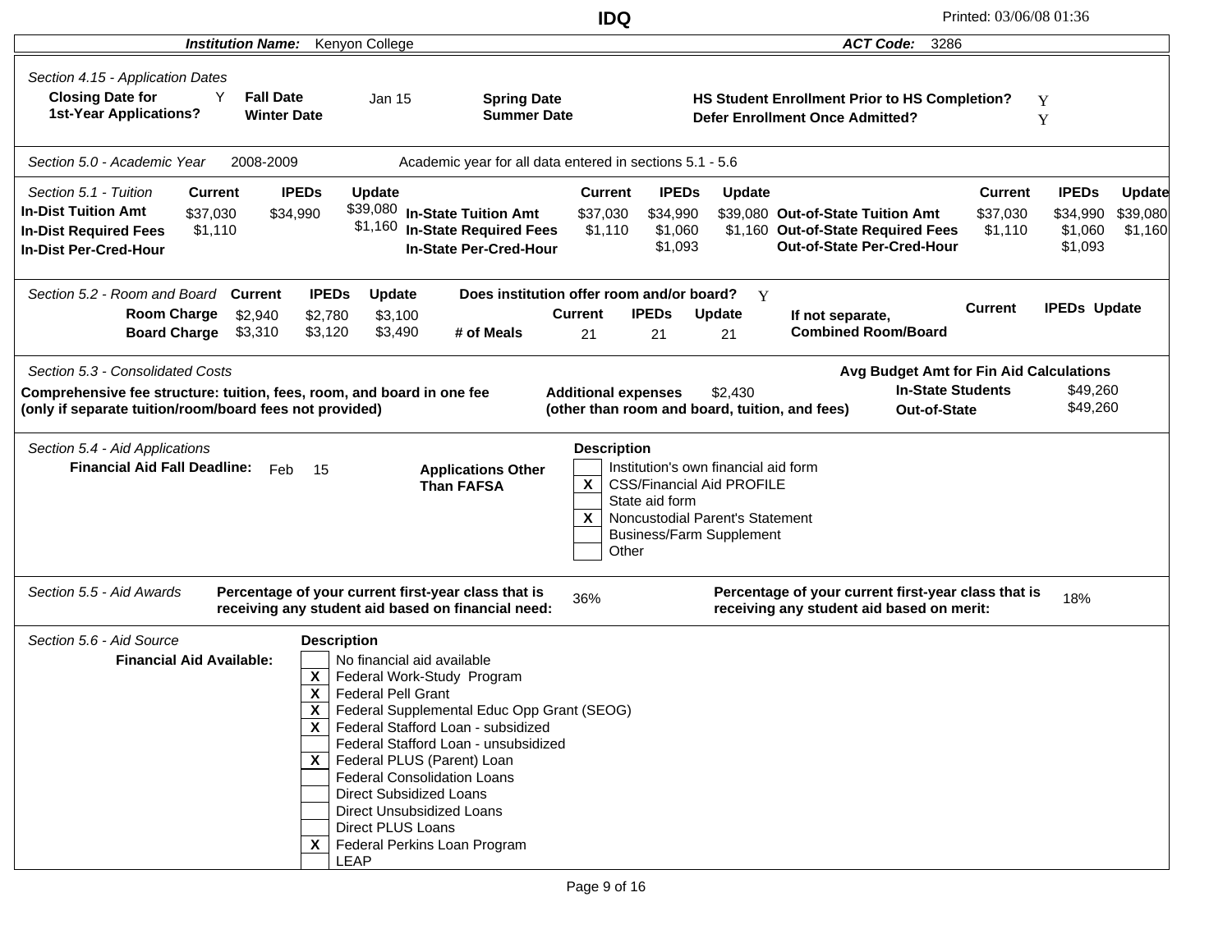**IDQ** — Printed: 03/06/08 01:36

**Institution Name:** Kenyon College — **ACT Code:** 3286

*Section 4.15 - Application Dates*

| | | | | |
|---|---|---|---|---|
| **Closing Date for 1st-Year Applications?** Y | **Fall Date** Jan 15 | **Spring Date** | **HS Student Enrollment Prior to HS Completion?** | Y |
| | **Winter Date** | **Summer Date** | **Defer Enrollment Once Admitted?** | Y |

*Section 5.0 - Academic Year* 2008-2009 — Academic year for all data entered in sections 5.1 - 5.6

*Section 5.1 - Tuition*

| | Current | IPEDs | Update |
|---|---|---|---|
| **In-Dist Tuition Amt** | $37,030 | $34,990 | $39,080 |
| **In-Dist Required Fees** | $1,110 | | $1,160 |
| **In-Dist Per-Cred-Hour** | | | |
| **In-State Tuition Amt** | $37,030 | $34,990 | $39,080 |
| **In-State Required Fees** | $1,110 | $1,060 | $1,160 |
| **In-State Per-Cred-Hour** | | $1,093 | |
| **Out-of-State Tuition Amt** | $37,030 | $34,990 | $39,080 |
| **Out-of-State Required Fees** | $1,110 | $1,060 | $1,160 |
| **Out-of-State Per-Cred-Hour** | | $1,093 | |

*Section 5.2 - Room and Board*

| | Current | IPEDs | Update |
|---|---|---|---|
| **Room Charge** | $2,940 | $2,780 | $3,100 |
| **Board Charge** | $3,310 | $3,120 | $3,490 |
| **# of Meals** | 21 | 21 | 21 |
| **If not separate, Combined Room/Board** | | | |

**Does institution offer room and/or board?** Y

*Section 5.3 - Consolidated Costs*

**Comprehensive fee structure: tuition, fees, room, and board in one fee (only if separate tuition/room/board fees not provided)**

**Additional expenses (other than room and board, tuition, and fees)** $2,430

**Avg Budget Amt for Fin Aid Calculations**

| | |
|---|---|
| **In-State Students** | $49,260 |
| **Out-of-State** | $49,260 |

*Section 5.4 - Aid Applications*

**Financial Aid Fall Deadline:** Feb 15

**Applications Other Than FAFSA**

| | Description |
|---|---|
| | Institution's own financial aid form |
| X | CSS/Financial Aid PROFILE |
| | State aid form |
| X | Noncustodial Parent's Statement |
| | Business/Farm Supplement |
| | Other |

*Section 5.5 - Aid Awards*

**Percentage of your current first-year class that is receiving any student aid based on financial need:** 36%

**Percentage of your current first-year class that is receiving any student aid based on merit:** 18%

*Section 5.6 - Aid Source*

**Financial Aid Available:**

| | Description |
|---|---|
| | No financial aid available |
| X | Federal Work-Study Program |
| X | Federal Pell Grant |
| X | Federal Supplemental Educ Opp Grant (SEOG) |
| X | Federal Stafford Loan - subsidized |
| | Federal Stafford Loan - unsubsidized |
| X | Federal PLUS (Parent) Loan |
| | Federal Consolidation Loans |
| | Direct Subsidized Loans |
| | Direct Unsubsidized Loans |
| | Direct PLUS Loans |
| X | Federal Perkins Loan Program |
| | LEAP |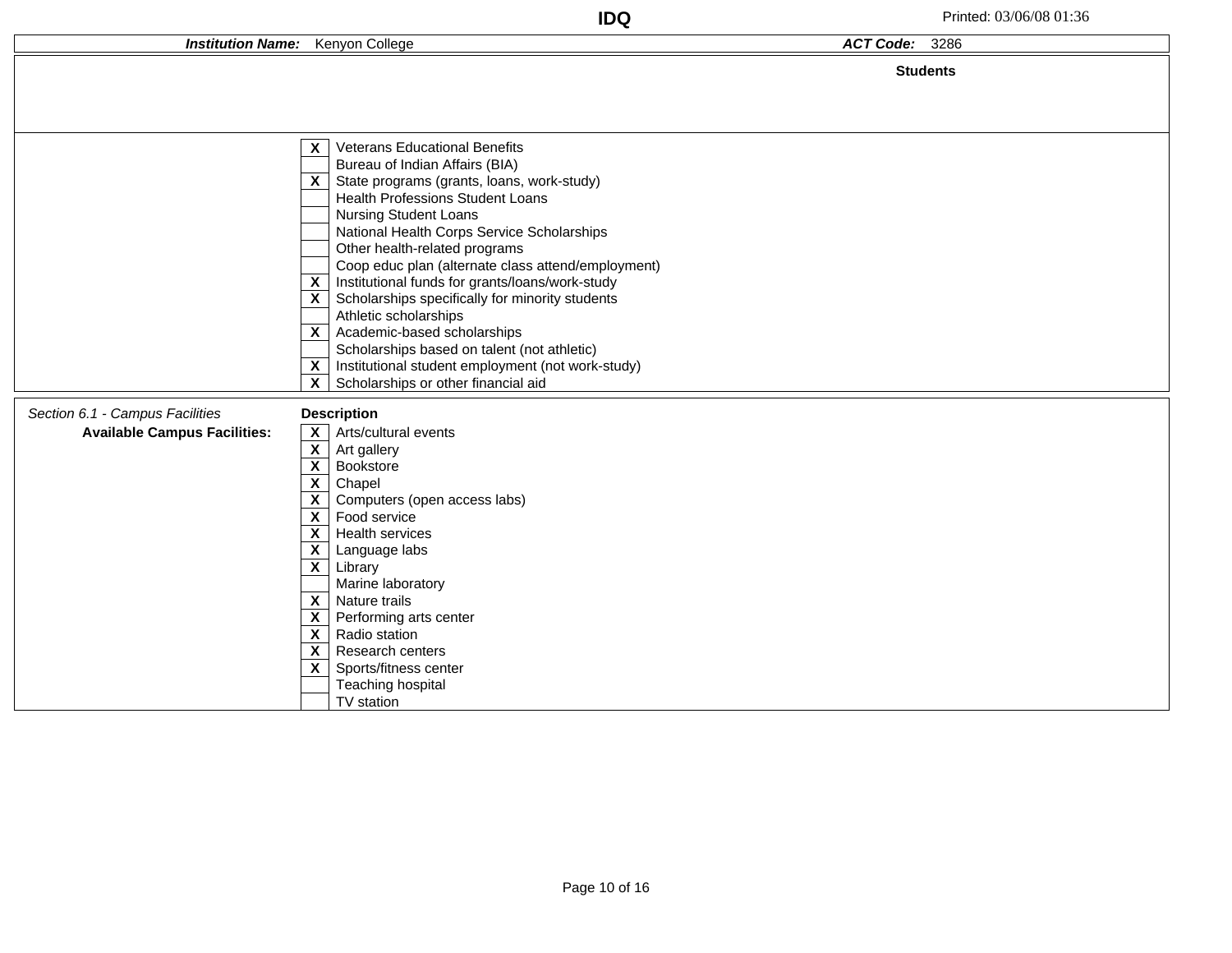**IDQ**

Printed: 03/06/08 01:36

| ***Institution Name:*** Kenyon College | ***ACT Code:*** 3286 |
|---|---|

**Students**

| | |
|---|---|
| X | Veterans Educational Benefits |
| | Bureau of Indian Affairs (BIA) |
| X | State programs (grants, loans, work-study) |
| | Health Professions Student Loans |
| | Nursing Student Loans |
| | National Health Corps Service Scholarships |
| | Other health-related programs |
| | Coop educ plan (alternate class attend/employment) |
| X | Institutional funds for grants/loans/work-study |
| X | Scholarships specifically for minority students |
| | Athletic scholarships |
| X | Academic-based scholarships |
| | Scholarships based on talent (not athletic) |
| X | Institutional student employment (not work-study) |
| X | Scholarships or other financial aid |

*Section 6.1 - Campus Facilities*

**Available Campus Facilities:**

| | **Description** |
|---|---|
| X | Arts/cultural events |
| X | Art gallery |
| X | Bookstore |
| X | Chapel |
| X | Computers (open access labs) |
| X | Food service |
| X | Health services |
| X | Language labs |
| X | Library |
| | Marine laboratory |
| X | Nature trails |
| X | Performing arts center |
| X | Radio station |
| X | Research centers |
| X | Sports/fitness center |
| | Teaching hospital |
| | TV station |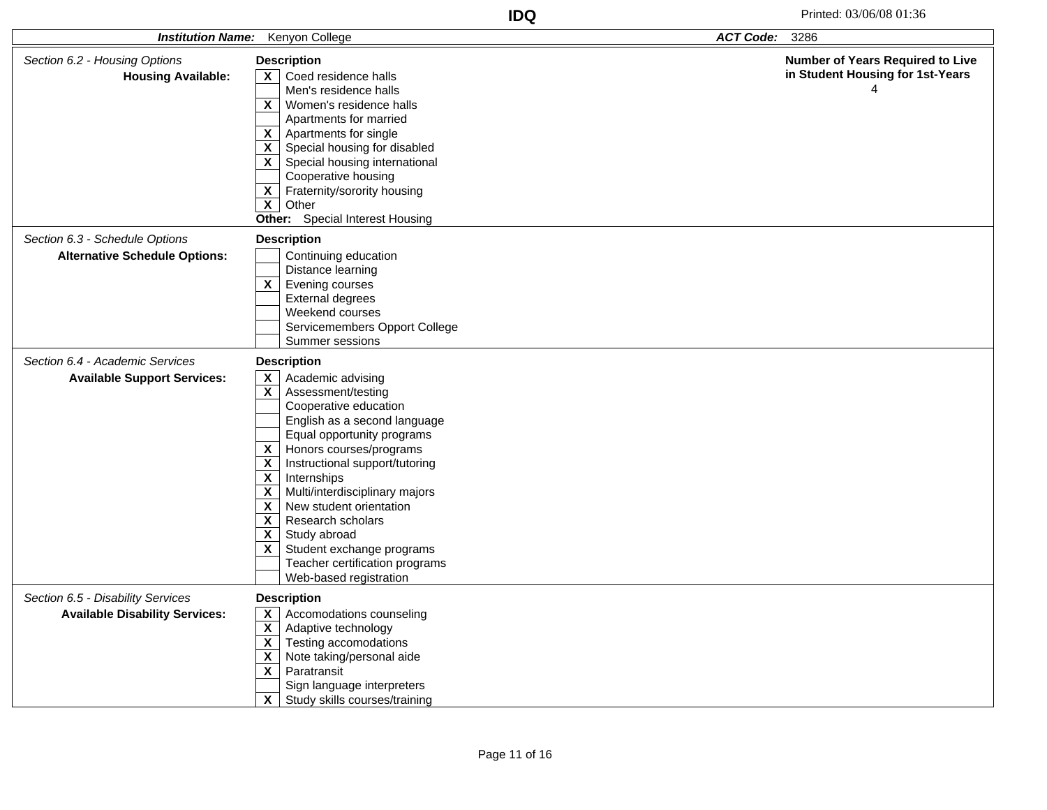**Institution Name:** Kenyon College **ACT Code:** 3286

## *Section 6.2 - Housing Options*

**Housing Available:**

| | Description |
|---|---|
| X | Coed residence halls |
| | Men's residence halls |
| X | Women's residence halls |
| | Apartments for married |
| X | Apartments for single |
| X | Special housing for disabled |
| X | Special housing international |
| | Cooperative housing |
| X | Fraternity/sorority housing |
| X | Other |

**Other:** Special Interest Housing

**Number of Years Required to Live in Student Housing for 1st-Years:** 4

## *Section 6.3 - Schedule Options*

**Alternative Schedule Options:**

| | Description |
|---|---|
| | Continuing education |
| | Distance learning |
| X | Evening courses |
| | External degrees |
| | Weekend courses |
| | Servicemembers Opport College |
| | Summer sessions |

## *Section 6.4 - Academic Services*

**Available Support Services:**

| | Description |
|---|---|
| X | Academic advising |
| X | Assessment/testing |
| | Cooperative education |
| | English as a second language |
| | Equal opportunity programs |
| X | Honors courses/programs |
| X | Instructional support/tutoring |
| X | Internships |
| X | Multi/interdisciplinary majors |
| X | New student orientation |
| X | Research scholars |
| X | Study abroad |
| X | Student exchange programs |
| | Teacher certification programs |
| | Web-based registration |

## *Section 6.5 - Disability Services*

**Available Disability Services:**

| | Description |
|---|---|
| X | Accomodations counseling |
| X | Adaptive technology |
| X | Testing accomodations |
| X | Note taking/personal aide |
| X | Paratransit |
| | Sign language interpreters |
| X | Study skills courses/training |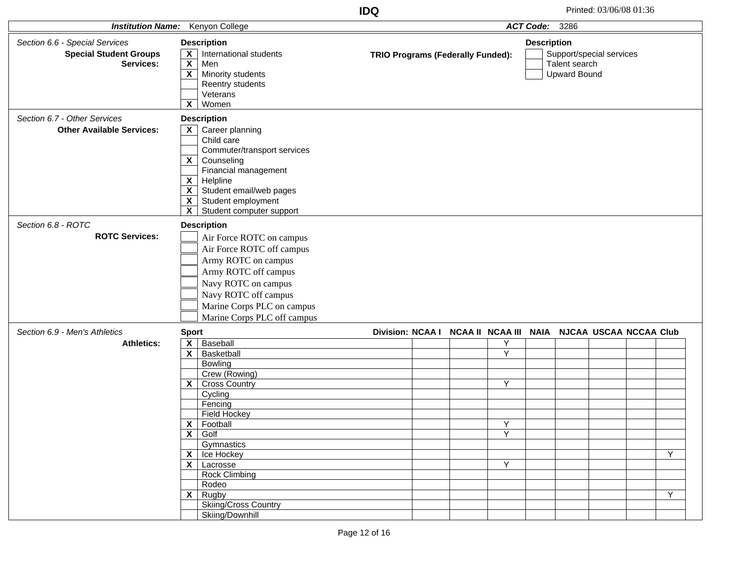**IDQ**

**Institution Name:** Kenyon College — **ACT Code:** 3286

## Section 6.6 - Special Services

**Special Student Groups Services:**

| | Description |
|---|---|
| X | International students |
| X | Men |
| X | Minority students |
| | Reentry students |
| | Veterans |
| X | Women |

**TRIO Programs (Federally Funded):**

| | Description |
|---|---|
| | Support/special services |
| | Talent search |
| | Upward Bound |

## Section 6.7 - Other Services

**Other Available Services:**

| | Description |
|---|---|
| X | Career planning |
| | Child care |
| | Commuter/transport services |
| X | Counseling |
| | Financial management |
| X | Helpline |
| X | Student email/web pages |
| X | Student employment |
| X | Student computer support |

## Section 6.8 - ROTC

**ROTC Services:**

| | Description |
|---|---|
| | Air Force ROTC on campus |
| | Air Force ROTC off campus |
| | Army ROTC on campus |
| | Army ROTC off campus |
| | Navy ROTC on campus |
| | Navy ROTC off campus |
| | Marine Corps PLC on campus |
| | Marine Corps PLC off campus |

## Section 6.9 - Men's Athletics

**Athletics:**

| | Sport | NCAA I | NCAA II | NCAA III | NAIA | NJCAA | USCAA | NCCAA | Club |
|---|---|---|---|---|---|---|---|---|---|
| X | Baseball | | | Y | | | | | |
| X | Basketball | | | Y | | | | | |
| | Bowling | | | | | | | | |
| | Crew (Rowing) | | | | | | | | |
| X | Cross Country | | | Y | | | | | |
| | Cycling | | | | | | | | |
| | Fencing | | | | | | | | |
| | Field Hockey | | | | | | | | |
| X | Football | | | Y | | | | | |
| X | Golf | | | Y | | | | | |
| | Gymnastics | | | | | | | | |
| X | Ice Hockey | | | | | | | | Y |
| X | Lacrosse | | | Y | | | | | |
| | Rock Climbing | | | | | | | | |
| | Rodeo | | | | | | | | |
| X | Rugby | | | | | | | | Y |
| | Skiing/Cross Country | | | | | | | | |
| | Skiing/Downhill | | | | | | | | |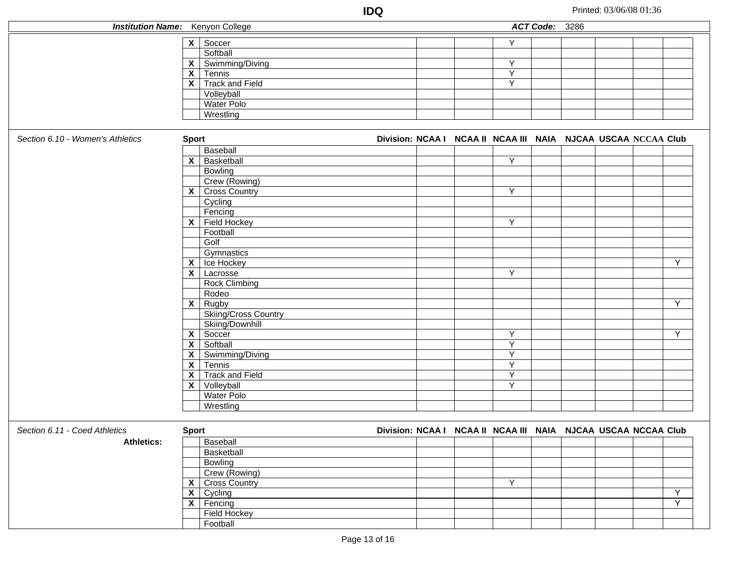**IDQ**

**Institution Name:** Kenyon College **ACT Code:** 3286

| | Sport | NCAA I | NCAA II | NCAA III | NAIA | NJCAA | USCAA | NCCAA | Club |
|---|---|---|---|---|---|---|---|---|---|
| X | Soccer | | | Y | | | | | |
| | Softball | | | | | | | | |
| X | Swimming/Diving | | | Y | | | | | |
| X | Tennis | | | Y | | | | | |
| X | Track and Field | | | Y | | | | | |
| | Volleyball | | | | | | | | |
| | Water Polo | | | | | | | | |
| | Wrestling | | | | | | | | |

*Section 6.10 - Women's Athletics*

| | Sport | NCAA I | NCAA II | NCAA III | NAIA | NJCAA | USCAA | NCCAA | Club |
|---|---|---|---|---|---|---|---|---|---|
| | Baseball | | | | | | | | |
| X | Basketball | | | Y | | | | | |
| | Bowling | | | | | | | | |
| | Crew (Rowing) | | | | | | | | |
| X | Cross Country | | | Y | | | | | |
| | Cycling | | | | | | | | |
| | Fencing | | | | | | | | |
| X | Field Hockey | | | Y | | | | | |
| | Football | | | | | | | | |
| | Golf | | | | | | | | |
| | Gymnastics | | | | | | | | |
| X | Ice Hockey | | | | | | | | Y |
| X | Lacrosse | | | Y | | | | | |
| | Rock Climbing | | | | | | | | |
| | Rodeo | | | | | | | | |
| X | Rugby | | | | | | | | Y |
| | Skiing/Cross Country | | | | | | | | |
| | Skiing/Downhill | | | | | | | | |
| X | Soccer | | | Y | | | | | Y |
| X | Softball | | | Y | | | | | |
| X | Swimming/Diving | | | Y | | | | | |
| X | Tennis | | | Y | | | | | |
| X | Track and Field | | | Y | | | | | |
| X | Volleyball | | | Y | | | | | |
| | Water Polo | | | | | | | | |
| | Wrestling | | | | | | | | |

*Section 6.11 - Coed Athletics*

**Athletics:**

| | Sport | NCAA I | NCAA II | NCAA III | NAIA | NJCAA | USCAA | NCCAA | Club |
|---|---|---|---|---|---|---|---|---|---|
| | Baseball | | | | | | | | |
| | Basketball | | | | | | | | |
| | Bowling | | | | | | | | |
| | Crew (Rowing) | | | | | | | | |
| X | Cross Country | | | Y | | | | | |
| X | Cycling | | | | | | | | Y |
| X | Fencing | | | | | | | | Y |
| | Field Hockey | | | | | | | | |
| | Football | | | | | | | | |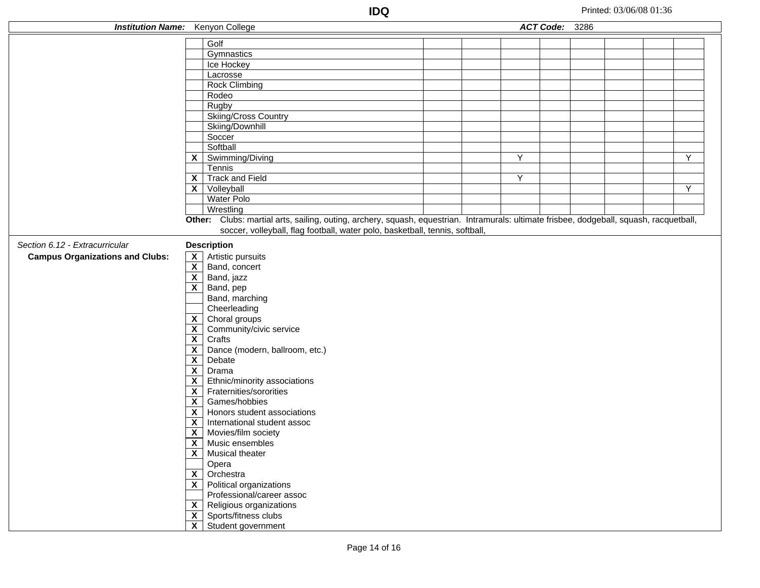| | Sport | | | | | | | | |
|---|---|---|---|---|---|---|---|---|---|
| | Golf | | | | | | | | |
| | Gymnastics | | | | | | | | |
| | Ice Hockey | | | | | | | | |
| | Lacrosse | | | | | | | | |
| | Rock Climbing | | | | | | | | |
| | Rodeo | | | | | | | | |
| | Rugby | | | | | | | | |
| | Skiing/Cross Country | | | | | | | | |
| | Skiing/Downhill | | | | | | | | |
| | Soccer | | | | | | | | |
| | Softball | | | | | | | | |
| X | Swimming/Diving | | | Y | | | | | Y |
| | Tennis | | | | | | | | |
| X | Track and Field | | | Y | | | | | |
| X | Volleyball | | | | | | | | Y |
| | Water Polo | | | | | | | | |
| | Wrestling | | | | | | | | |

**Other:** Clubs: martial arts, sailing, outing, archery, squash, equestrian. Intramurals: ultimate frisbee, dodgeball, squash, racquetball, soccer, volleyball, flag football, water polo, basketball, tennis, softball,

*Section 6.12 - Extracurricular*

**Campus Organizations and Clubs:**

| | **Description** |
|---|---|
| X | Artistic pursuits |
| X | Band, concert |
| X | Band, jazz |
| X | Band, pep |
| | Band, marching |
| | Cheerleading |
| X | Choral groups |
| X | Community/civic service |
| X | Crafts |
| X | Dance (modern, ballroom, etc.) |
| X | Debate |
| X | Drama |
| X | Ethnic/minority associations |
| X | Fraternities/sororities |
| X | Games/hobbies |
| X | Honors student associations |
| X | International student assoc |
| X | Movies/film society |
| X | Music ensembles |
| X | Musical theater |
| | Opera |
| X | Orchestra |
| X | Political organizations |
| | Professional/career assoc |
| X | Religious organizations |
| X | Sports/fitness clubs |
| X | Student government |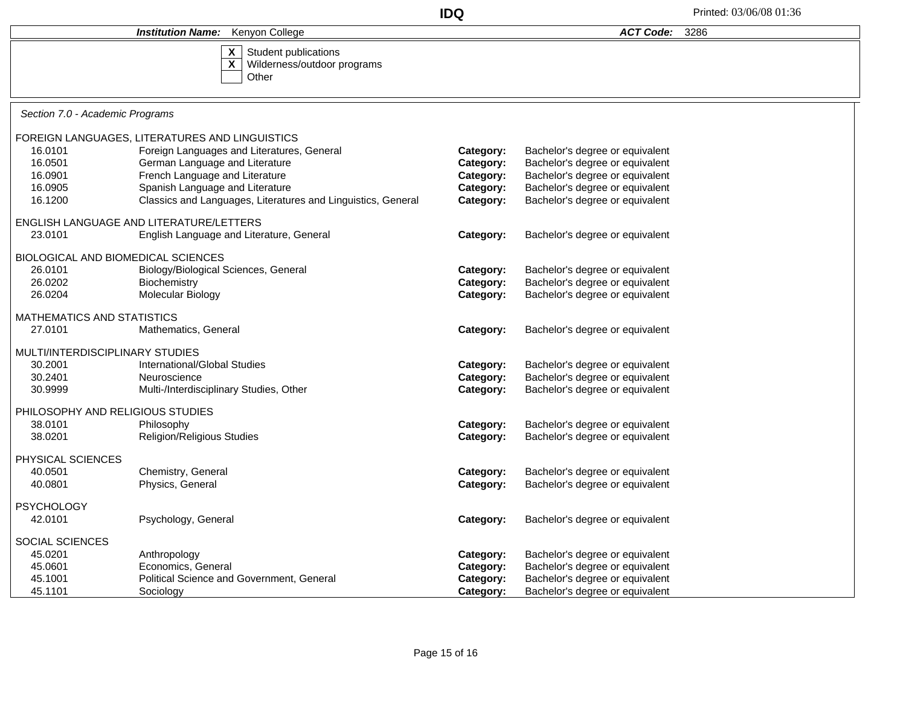**IDQ**

***Institution Name:*** Kenyon College ***ACT Code:*** 3286

- [X] Student publications
- [X] Wilderness/outdoor programs
- [ ] Other

*Section 7.0 - Academic Programs*

FOREIGN LANGUAGES, LITERATURES AND LINGUISTICS

| | | | |
|---|---|---|---|
| 16.0101 | Foreign Languages and Literatures, General | **Category:** | Bachelor's degree or equivalent |
| 16.0501 | German Language and Literature | **Category:** | Bachelor's degree or equivalent |
| 16.0901 | French Language and Literature | **Category:** | Bachelor's degree or equivalent |
| 16.0905 | Spanish Language and Literature | **Category:** | Bachelor's degree or equivalent |
| 16.1200 | Classics and Languages, Literatures and Linguistics, General | **Category:** | Bachelor's degree or equivalent |

ENGLISH LANGUAGE AND LITERATURE/LETTERS

| | | | |
|---|---|---|---|
| 23.0101 | English Language and Literature, General | **Category:** | Bachelor's degree or equivalent |

BIOLOGICAL AND BIOMEDICAL SCIENCES

| | | | |
|---|---|---|---|
| 26.0101 | Biology/Biological Sciences, General | **Category:** | Bachelor's degree or equivalent |
| 26.0202 | Biochemistry | **Category:** | Bachelor's degree or equivalent |
| 26.0204 | Molecular Biology | **Category:** | Bachelor's degree or equivalent |

MATHEMATICS AND STATISTICS

| | | | |
|---|---|---|---|
| 27.0101 | Mathematics, General | **Category:** | Bachelor's degree or equivalent |

MULTI/INTERDISCIPLINARY STUDIES

| | | | |
|---|---|---|---|
| 30.2001 | International/Global Studies | **Category:** | Bachelor's degree or equivalent |
| 30.2401 | Neuroscience | **Category:** | Bachelor's degree or equivalent |
| 30.9999 | Multi-/Interdisciplinary Studies, Other | **Category:** | Bachelor's degree or equivalent |

PHILOSOPHY AND RELIGIOUS STUDIES

| | | | |
|---|---|---|---|
| 38.0101 | Philosophy | **Category:** | Bachelor's degree or equivalent |
| 38.0201 | Religion/Religious Studies | **Category:** | Bachelor's degree or equivalent |

PHYSICAL SCIENCES

| | | | |
|---|---|---|---|
| 40.0501 | Chemistry, General | **Category:** | Bachelor's degree or equivalent |
| 40.0801 | Physics, General | **Category:** | Bachelor's degree or equivalent |

PSYCHOLOGY

| | | | |
|---|---|---|---|
| 42.0101 | Psychology, General | **Category:** | Bachelor's degree or equivalent |

SOCIAL SCIENCES

| | | | |
|---|---|---|---|
| 45.0201 | Anthropology | **Category:** | Bachelor's degree or equivalent |
| 45.0601 | Economics, General | **Category:** | Bachelor's degree or equivalent |
| 45.1001 | Political Science and Government, General | **Category:** | Bachelor's degree or equivalent |
| 45.1101 | Sociology | **Category:** | Bachelor's degree or equivalent |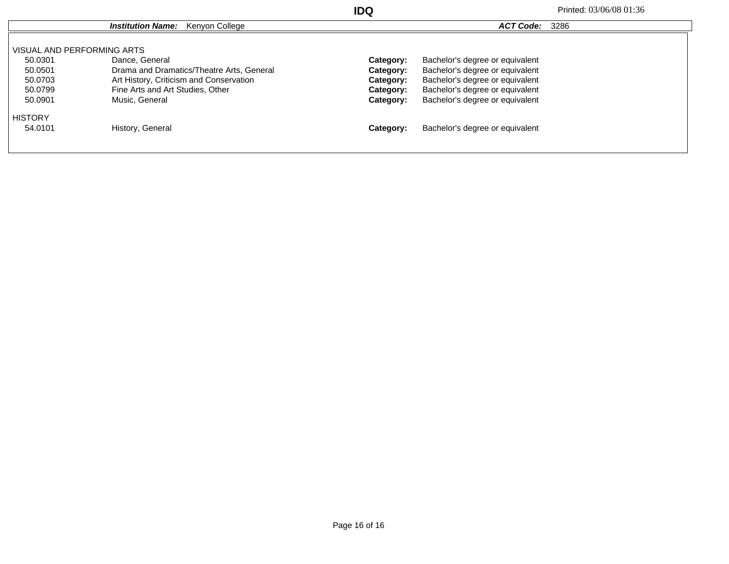| | |
|---|---|
| ***Institution Name:*** Kenyon College | ***ACT Code:*** 3286 |

VISUAL AND PERFORMING ARTS

| | | | |
|---|---|---|---|
| 50.0301 | Dance, General | **Category:** | Bachelor's degree or equivalent |
| 50.0501 | Drama and Dramatics/Theatre Arts, General | **Category:** | Bachelor's degree or equivalent |
| 50.0703 | Art History, Criticism and Conservation | **Category:** | Bachelor's degree or equivalent |
| 50.0799 | Fine Arts and Art Studies, Other | **Category:** | Bachelor's degree or equivalent |
| 50.0901 | Music, General | **Category:** | Bachelor's degree or equivalent |

HISTORY

| | | | |
|---|---|---|---|
| 54.0101 | History, General | **Category:** | Bachelor's degree or equivalent |